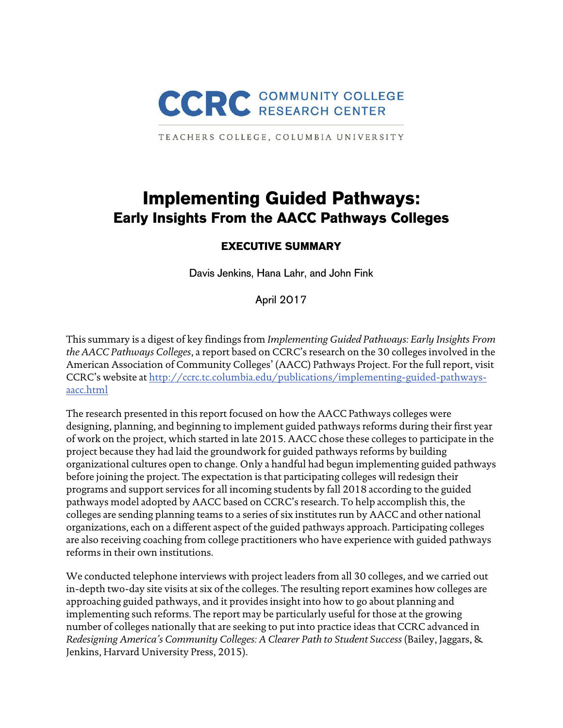CCRC COMMUNITY COLLEGE RESEARCH CENTER

TEACHERS COLLEGE, COLUMBIA UNIVERSITY

# Implementing Guided Pathways: Early Insights From the AACC Pathways Colleges

## EXECUTIVE SUMMARY

Davis Jenkins, Hana Lahr, and John Fink

April 2017

This summary is a digest of key findings from *Implementing Guided Pathways: Early Insights From the AACC Pathways Colleges*, a report based on CCRC's research on the 30 colleges involved in the American Association of Community Colleges' (AACC) Pathways Project. For the full report, visit CCRC's website at [http://ccrc.tc.columbia.edu/publications/implementing-guided-pathways-aacc.html](http://ccrc.tc.columbia.edu/publications/implementing-guided-pathways-aacc.html)

The research presented in this report focused on how the AACC Pathways colleges were designing, planning, and beginning to implement guided pathways reforms during their first year of work on the project, which started in late 2015. AACC chose these colleges to participate in the project because they had laid the groundwork for guided pathways reforms by building organizational cultures open to change. Only a handful had begun implementing guided pathways before joining the project. The expectation is that participating colleges will redesign their programs and support services for all incoming students by fall 2018 according to the guided pathways model adopted by AACC based on CCRC's research. To help accomplish this, the colleges are sending planning teams to a series of six institutes run by AACC and other national organizations, each on a different aspect of the guided pathways approach. Participating colleges are also receiving coaching from college practitioners who have experience with guided pathways reforms in their own institutions.

We conducted telephone interviews with project leaders from all 30 colleges, and we carried out in-depth two-day site visits at six of the colleges. The resulting report examines how colleges are approaching guided pathways, and it provides insight into how to go about planning and implementing such reforms. The report may be particularly useful for those at the growing number of colleges nationally that are seeking to put into practice ideas that CCRC advanced in *Redesigning America's Community Colleges: A Clearer Path to Student Success* (Bailey, Jaggars, & Jenkins, Harvard University Press, 2015).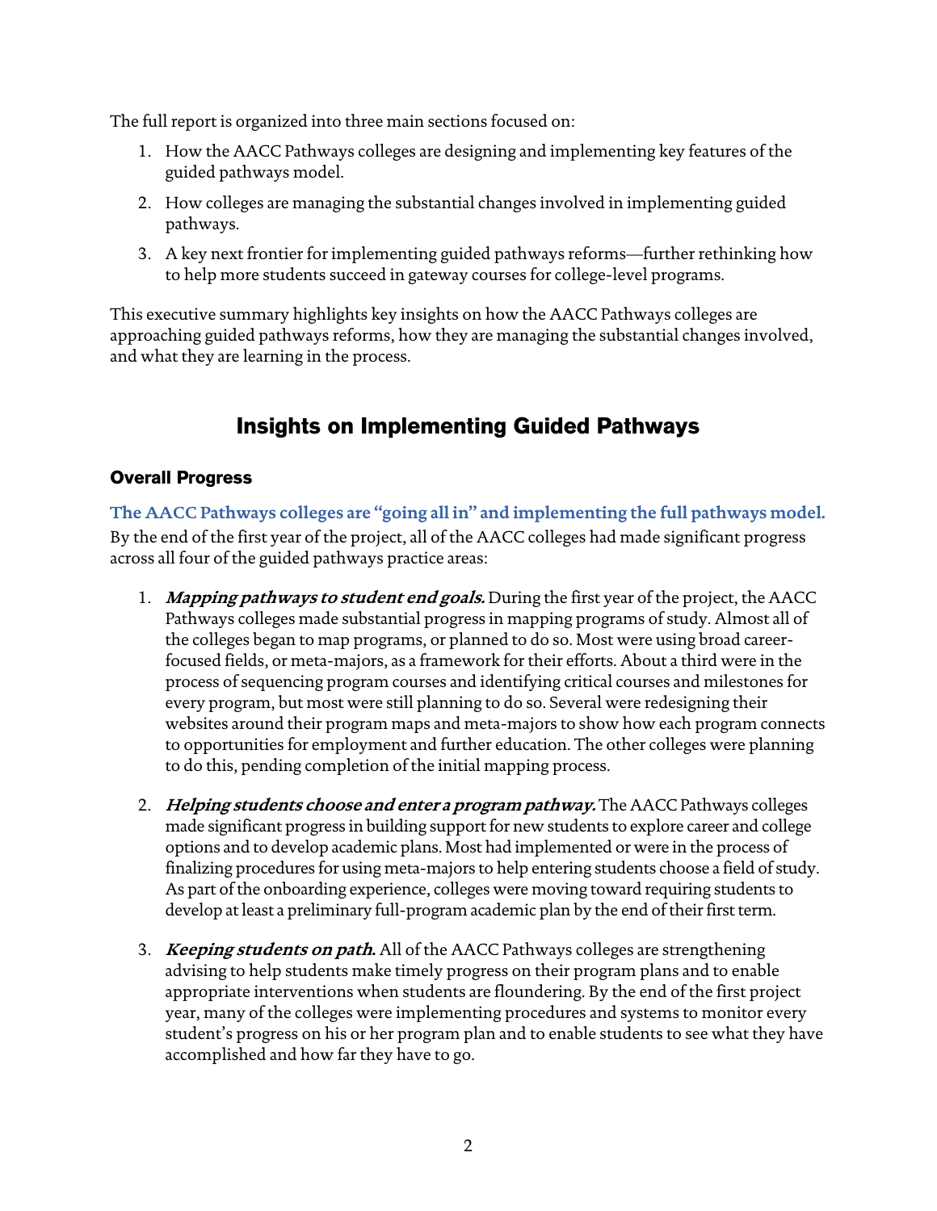The full report is organized into three main sections focused on:

1. How the AACC Pathways colleges are designing and implementing key features of the guided pathways model.
2. How colleges are managing the substantial changes involved in implementing guided pathways.
3. A key next frontier for implementing guided pathways reforms—further rethinking how to help more students succeed in gateway courses for college-level programs.

This executive summary highlights key insights on how the AACC Pathways colleges are approaching guided pathways reforms, how they are managing the substantial changes involved, and what they are learning in the process.

## Insights on Implementing Guided Pathways

### Overall Progress

**The AACC Pathways colleges are "going all in" and implementing the full pathways model.** By the end of the first year of the project, all of the AACC colleges had made significant progress across all four of the guided pathways practice areas:

1. ***Mapping pathways to student end goals.*** During the first year of the project, the AACC Pathways colleges made substantial progress in mapping programs of study. Almost all of the colleges began to map programs, or planned to do so. Most were using broad career-focused fields, or meta-majors, as a framework for their efforts. About a third were in the process of sequencing program courses and identifying critical courses and milestones for every program, but most were still planning to do so. Several were redesigning their websites around their program maps and meta-majors to show how each program connects to opportunities for employment and further education. The other colleges were planning to do this, pending completion of the initial mapping process.

2. ***Helping students choose and enter a program pathway.*** The AACC Pathways colleges made significant progress in building support for new students to explore career and college options and to develop academic plans. Most had implemented or were in the process of finalizing procedures for using meta-majors to help entering students choose a field of study. As part of the onboarding experience, colleges were moving toward requiring students to develop at least a preliminary full-program academic plan by the end of their first term.

3. ***Keeping students on path.*** All of the AACC Pathways colleges are strengthening advising to help students make timely progress on their program plans and to enable appropriate interventions when students are floundering. By the end of the first project year, many of the colleges were implementing procedures and systems to monitor every student's progress on his or her program plan and to enable students to see what they have accomplished and how far they have to go.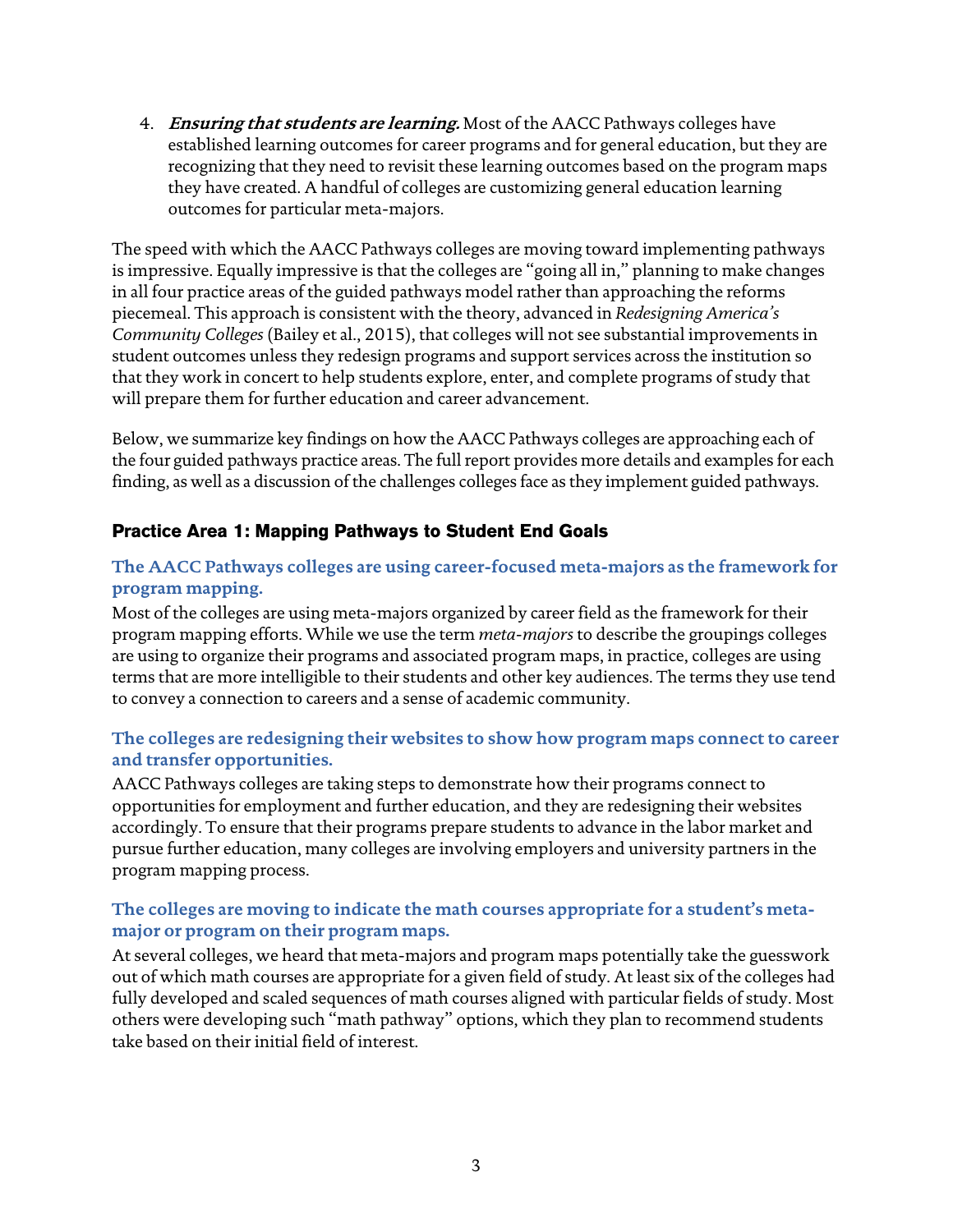4. ***Ensuring that students are learning.*** Most of the AACC Pathways colleges have established learning outcomes for career programs and for general education, but they are recognizing that they need to revisit these learning outcomes based on the program maps they have created. A handful of colleges are customizing general education learning outcomes for particular meta-majors.

The speed with which the AACC Pathways colleges are moving toward implementing pathways is impressive. Equally impressive is that the colleges are "going all in," planning to make changes in all four practice areas of the guided pathways model rather than approaching the reforms piecemeal. This approach is consistent with the theory, advanced in *Redesigning America's Community Colleges* (Bailey et al., 2015), that colleges will not see substantial improvements in student outcomes unless they redesign programs and support services across the institution so that they work in concert to help students explore, enter, and complete programs of study that will prepare them for further education and career advancement.

Below, we summarize key findings on how the AACC Pathways colleges are approaching each of the four guided pathways practice areas. The full report provides more details and examples for each finding, as well as a discussion of the challenges colleges face as they implement guided pathways.

## Practice Area 1: Mapping Pathways to Student End Goals

### The AACC Pathways colleges are using career-focused meta-majors as the framework for program mapping.

Most of the colleges are using meta-majors organized by career field as the framework for their program mapping efforts. While we use the term *meta-majors* to describe the groupings colleges are using to organize their programs and associated program maps, in practice, colleges are using terms that are more intelligible to their students and other key audiences. The terms they use tend to convey a connection to careers and a sense of academic community.

### The colleges are redesigning their websites to show how program maps connect to career and transfer opportunities.

AACC Pathways colleges are taking steps to demonstrate how their programs connect to opportunities for employment and further education, and they are redesigning their websites accordingly. To ensure that their programs prepare students to advance in the labor market and pursue further education, many colleges are involving employers and university partners in the program mapping process.

### The colleges are moving to indicate the math courses appropriate for a student's meta-major or program on their program maps.

At several colleges, we heard that meta-majors and program maps potentially take the guesswork out of which math courses are appropriate for a given field of study. At least six of the colleges had fully developed and scaled sequences of math courses aligned with particular fields of study. Most others were developing such "math pathway" options, which they plan to recommend students take based on their initial field of interest.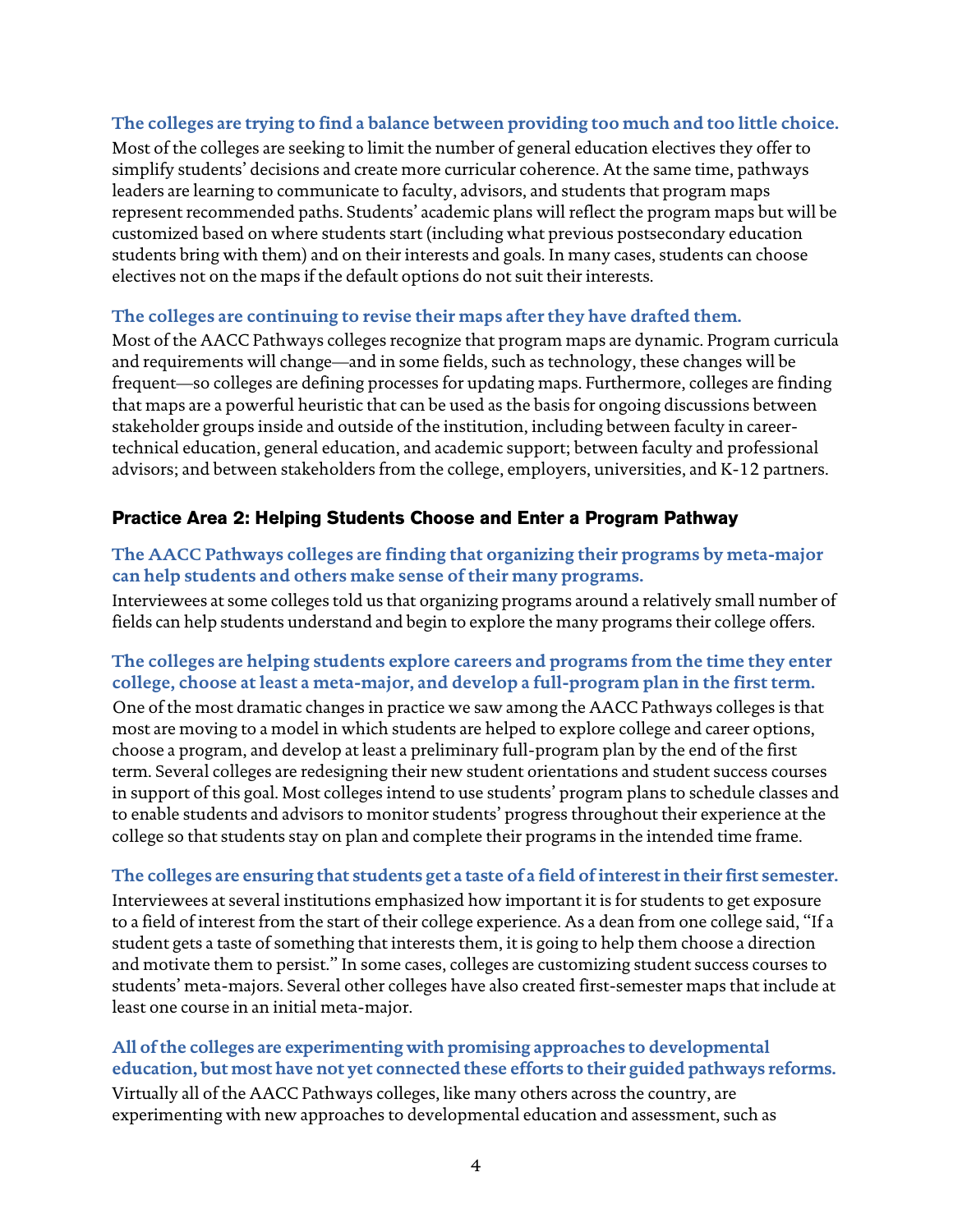**The colleges are trying to find a balance between providing too much and too little choice.**

Most of the colleges are seeking to limit the number of general education electives they offer to simplify students' decisions and create more curricular coherence. At the same time, pathways leaders are learning to communicate to faculty, advisors, and students that program maps represent recommended paths. Students' academic plans will reflect the program maps but will be customized based on where students start (including what previous postsecondary education students bring with them) and on their interests and goals. In many cases, students can choose electives not on the maps if the default options do not suit their interests.

**The colleges are continuing to revise their maps after they have drafted them.**

Most of the AACC Pathways colleges recognize that program maps are dynamic. Program curricula and requirements will change—and in some fields, such as technology, these changes will be frequent—so colleges are defining processes for updating maps. Furthermore, colleges are finding that maps are a powerful heuristic that can be used as the basis for ongoing discussions between stakeholder groups inside and outside of the institution, including between faculty in career-technical education, general education, and academic support; between faculty and professional advisors; and between stakeholders from the college, employers, universities, and K-12 partners.

## Practice Area 2: Helping Students Choose and Enter a Program Pathway

**The AACC Pathways colleges are finding that organizing their programs by meta-major can help students and others make sense of their many programs.**

Interviewees at some colleges told us that organizing programs around a relatively small number of fields can help students understand and begin to explore the many programs their college offers.

**The colleges are helping students explore careers and programs from the time they enter college, choose at least a meta-major, and develop a full-program plan in the first term.**

One of the most dramatic changes in practice we saw among the AACC Pathways colleges is that most are moving to a model in which students are helped to explore college and career options, choose a program, and develop at least a preliminary full-program plan by the end of the first term. Several colleges are redesigning their new student orientations and student success courses in support of this goal. Most colleges intend to use students' program plans to schedule classes and to enable students and advisors to monitor students' progress throughout their experience at the college so that students stay on plan and complete their programs in the intended time frame.

**The colleges are ensuring that students get a taste of a field of interest in their first semester.**

Interviewees at several institutions emphasized how important it is for students to get exposure to a field of interest from the start of their college experience. As a dean from one college said, "If a student gets a taste of something that interests them, it is going to help them choose a direction and motivate them to persist." In some cases, colleges are customizing student success courses to students' meta-majors. Several other colleges have also created first-semester maps that include at least one course in an initial meta-major.

**All of the colleges are experimenting with promising approaches to developmental education, but most have not yet connected these efforts to their guided pathways reforms.**

Virtually all of the AACC Pathways colleges, like many others across the country, are experimenting with new approaches to developmental education and assessment, such as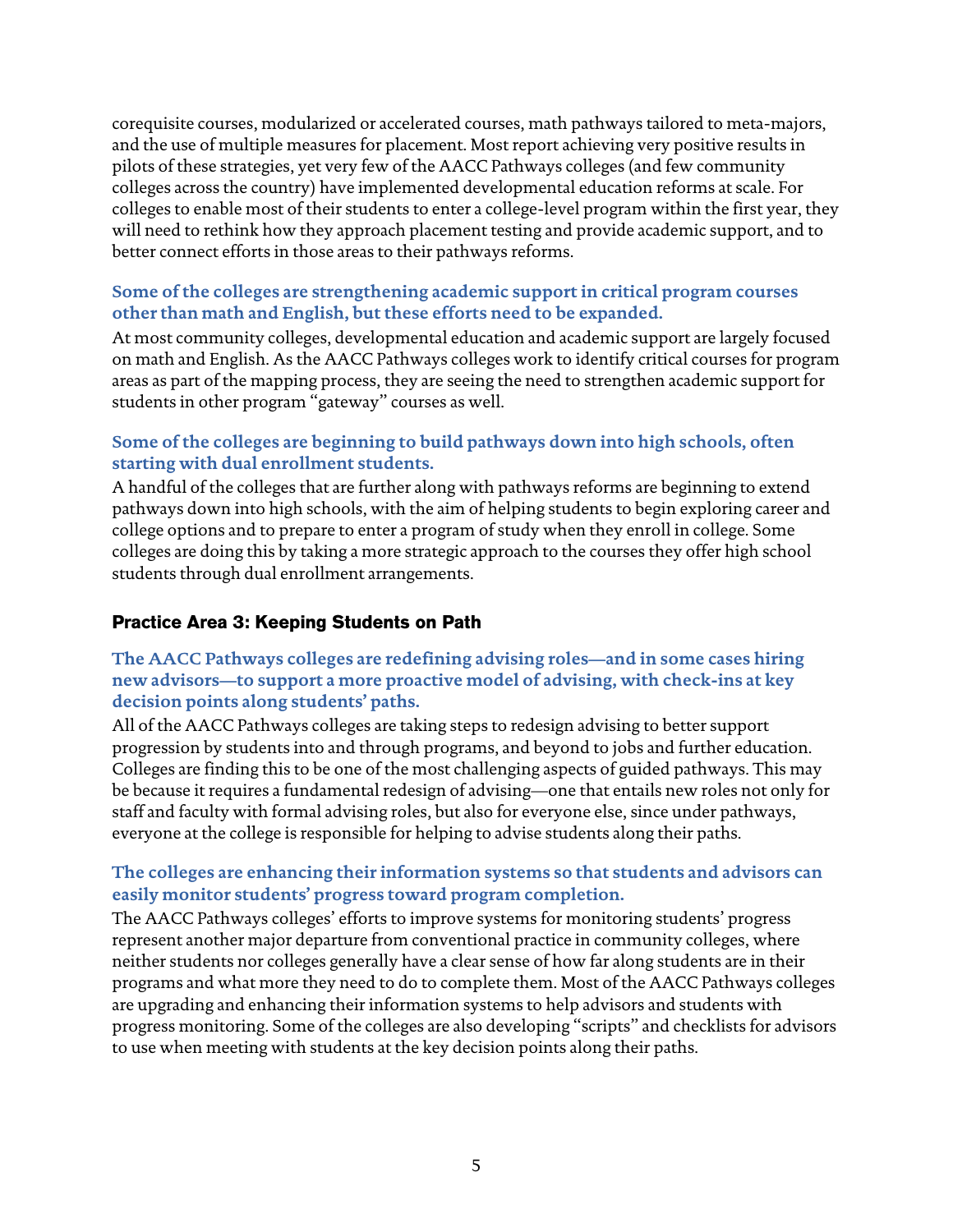corequisite courses, modularized or accelerated courses, math pathways tailored to meta-majors, and the use of multiple measures for placement. Most report achieving very positive results in pilots of these strategies, yet very few of the AACC Pathways colleges (and few community colleges across the country) have implemented developmental education reforms at scale. For colleges to enable most of their students to enter a college-level program within the first year, they will need to rethink how they approach placement testing and provide academic support, and to better connect efforts in those areas to their pathways reforms.

**Some of the colleges are strengthening academic support in critical program courses other than math and English, but these efforts need to be expanded.**

At most community colleges, developmental education and academic support are largely focused on math and English. As the AACC Pathways colleges work to identify critical courses for program areas as part of the mapping process, they are seeing the need to strengthen academic support for students in other program "gateway" courses as well.

**Some of the colleges are beginning to build pathways down into high schools, often starting with dual enrollment students.**

A handful of the colleges that are further along with pathways reforms are beginning to extend pathways down into high schools, with the aim of helping students to begin exploring career and college options and to prepare to enter a program of study when they enroll in college. Some colleges are doing this by taking a more strategic approach to the courses they offer high school students through dual enrollment arrangements.

## Practice Area 3: Keeping Students on Path

**The AACC Pathways colleges are redefining advising roles—and in some cases hiring new advisors—to support a more proactive model of advising, with check-ins at key decision points along students' paths.**

All of the AACC Pathways colleges are taking steps to redesign advising to better support progression by students into and through programs, and beyond to jobs and further education. Colleges are finding this to be one of the most challenging aspects of guided pathways. This may be because it requires a fundamental redesign of advising—one that entails new roles not only for staff and faculty with formal advising roles, but also for everyone else, since under pathways, everyone at the college is responsible for helping to advise students along their paths.

**The colleges are enhancing their information systems so that students and advisors can easily monitor students' progress toward program completion.**

The AACC Pathways colleges' efforts to improve systems for monitoring students' progress represent another major departure from conventional practice in community colleges, where neither students nor colleges generally have a clear sense of how far along students are in their programs and what more they need to do to complete them. Most of the AACC Pathways colleges are upgrading and enhancing their information systems to help advisors and students with progress monitoring. Some of the colleges are also developing "scripts" and checklists for advisors to use when meeting with students at the key decision points along their paths.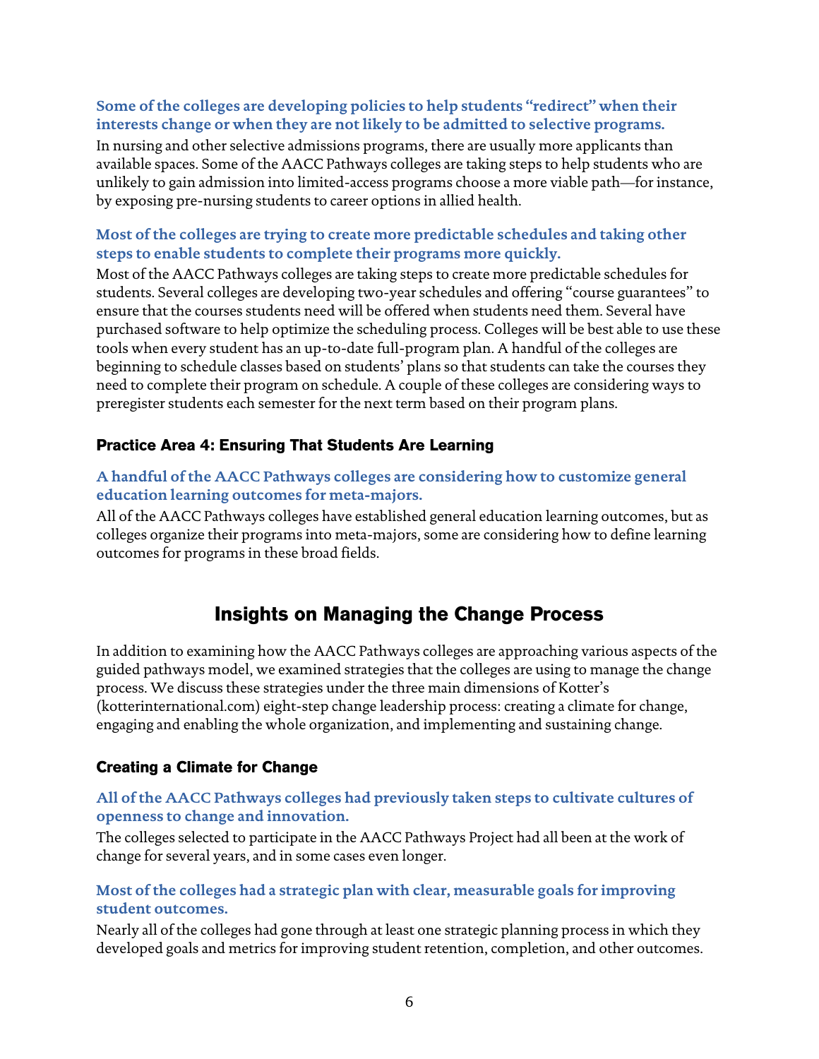**Some of the colleges are developing policies to help students "redirect" when their interests change or when they are not likely to be admitted to selective programs.**

In nursing and other selective admissions programs, there are usually more applicants than available spaces. Some of the AACC Pathways colleges are taking steps to help students who are unlikely to gain admission into limited-access programs choose a more viable path—for instance, by exposing pre-nursing students to career options in allied health.

**Most of the colleges are trying to create more predictable schedules and taking other steps to enable students to complete their programs more quickly.**

Most of the AACC Pathways colleges are taking steps to create more predictable schedules for students. Several colleges are developing two-year schedules and offering "course guarantees" to ensure that the courses students need will be offered when students need them. Several have purchased software to help optimize the scheduling process. Colleges will be best able to use these tools when every student has an up-to-date full-program plan. A handful of the colleges are beginning to schedule classes based on students' plans so that students can take the courses they need to complete their program on schedule. A couple of these colleges are considering ways to preregister students each semester for the next term based on their program plans.

### Practice Area 4: Ensuring That Students Are Learning

**A handful of the AACC Pathways colleges are considering how to customize general education learning outcomes for meta-majors.**

All of the AACC Pathways colleges have established general education learning outcomes, but as colleges organize their programs into meta-majors, some are considering how to define learning outcomes for programs in these broad fields.

## Insights on Managing the Change Process

In addition to examining how the AACC Pathways colleges are approaching various aspects of the guided pathways model, we examined strategies that the colleges are using to manage the change process. We discuss these strategies under the three main dimensions of Kotter's (kotterinternational.com) eight-step change leadership process: creating a climate for change, engaging and enabling the whole organization, and implementing and sustaining change.

### Creating a Climate for Change

**All of the AACC Pathways colleges had previously taken steps to cultivate cultures of openness to change and innovation.**

The colleges selected to participate in the AACC Pathways Project had all been at the work of change for several years, and in some cases even longer.

**Most of the colleges had a strategic plan with clear, measurable goals for improving student outcomes.**

Nearly all of the colleges had gone through at least one strategic planning process in which they developed goals and metrics for improving student retention, completion, and other outcomes.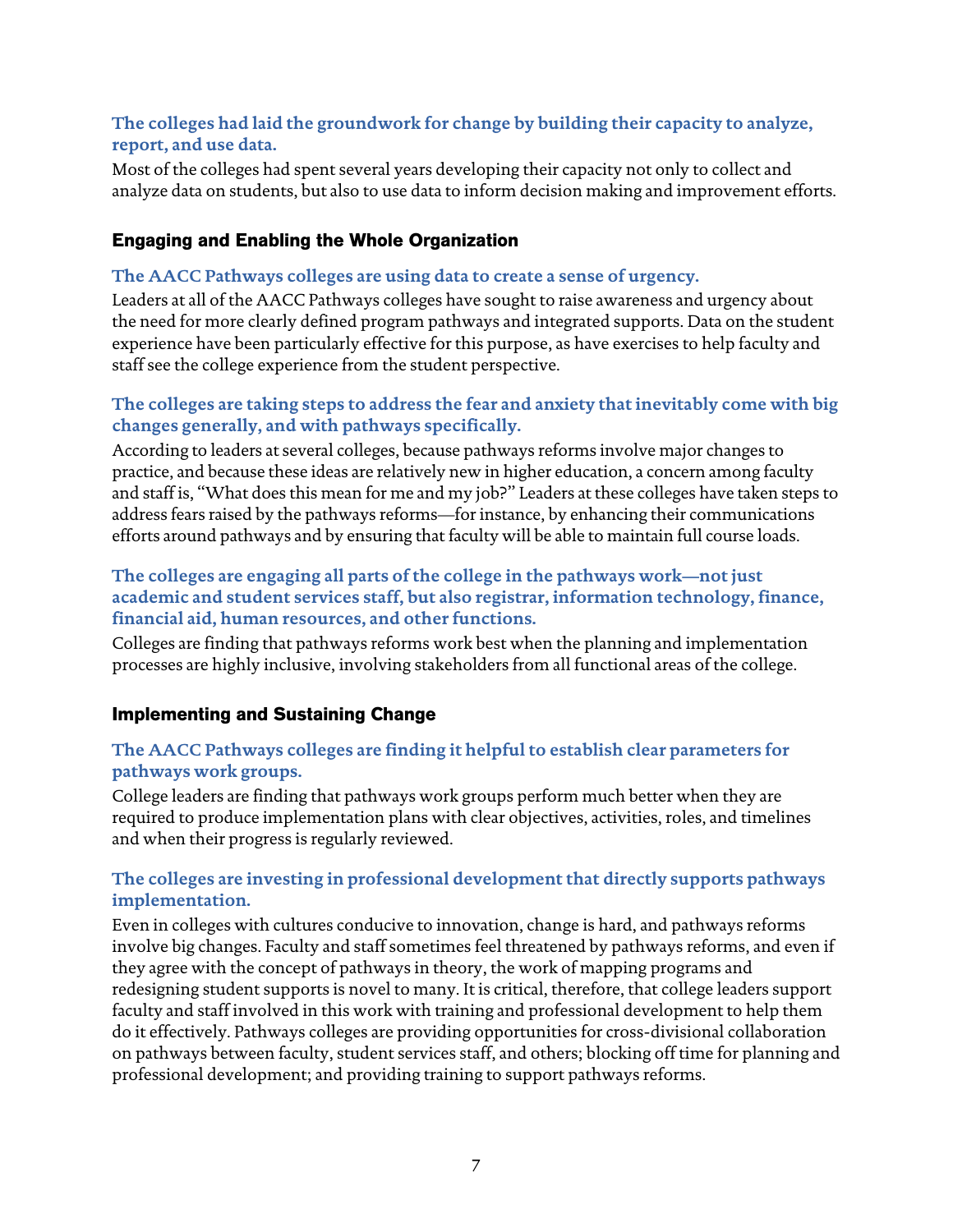**The colleges had laid the groundwork for change by building their capacity to analyze, report, and use data.**

Most of the colleges had spent several years developing their capacity not only to collect and analyze data on students, but also to use data to inform decision making and improvement efforts.

## Engaging and Enabling the Whole Organization

**The AACC Pathways colleges are using data to create a sense of urgency.**

Leaders at all of the AACC Pathways colleges have sought to raise awareness and urgency about the need for more clearly defined program pathways and integrated supports. Data on the student experience have been particularly effective for this purpose, as have exercises to help faculty and staff see the college experience from the student perspective.

**The colleges are taking steps to address the fear and anxiety that inevitably come with big changes generally, and with pathways specifically.**

According to leaders at several colleges, because pathways reforms involve major changes to practice, and because these ideas are relatively new in higher education, a concern among faculty and staff is, "What does this mean for me and my job?" Leaders at these colleges have taken steps to address fears raised by the pathways reforms—for instance, by enhancing their communications efforts around pathways and by ensuring that faculty will be able to maintain full course loads.

**The colleges are engaging all parts of the college in the pathways work—not just academic and student services staff, but also registrar, information technology, finance, financial aid, human resources, and other functions.**

Colleges are finding that pathways reforms work best when the planning and implementation processes are highly inclusive, involving stakeholders from all functional areas of the college.

## Implementing and Sustaining Change

**The AACC Pathways colleges are finding it helpful to establish clear parameters for pathways work groups.**

College leaders are finding that pathways work groups perform much better when they are required to produce implementation plans with clear objectives, activities, roles, and timelines and when their progress is regularly reviewed.

**The colleges are investing in professional development that directly supports pathways implementation.**

Even in colleges with cultures conducive to innovation, change is hard, and pathways reforms involve big changes. Faculty and staff sometimes feel threatened by pathways reforms, and even if they agree with the concept of pathways in theory, the work of mapping programs and redesigning student supports is novel to many. It is critical, therefore, that college leaders support faculty and staff involved in this work with training and professional development to help them do it effectively. Pathways colleges are providing opportunities for cross-divisional collaboration on pathways between faculty, student services staff, and others; blocking off time for planning and professional development; and providing training to support pathways reforms.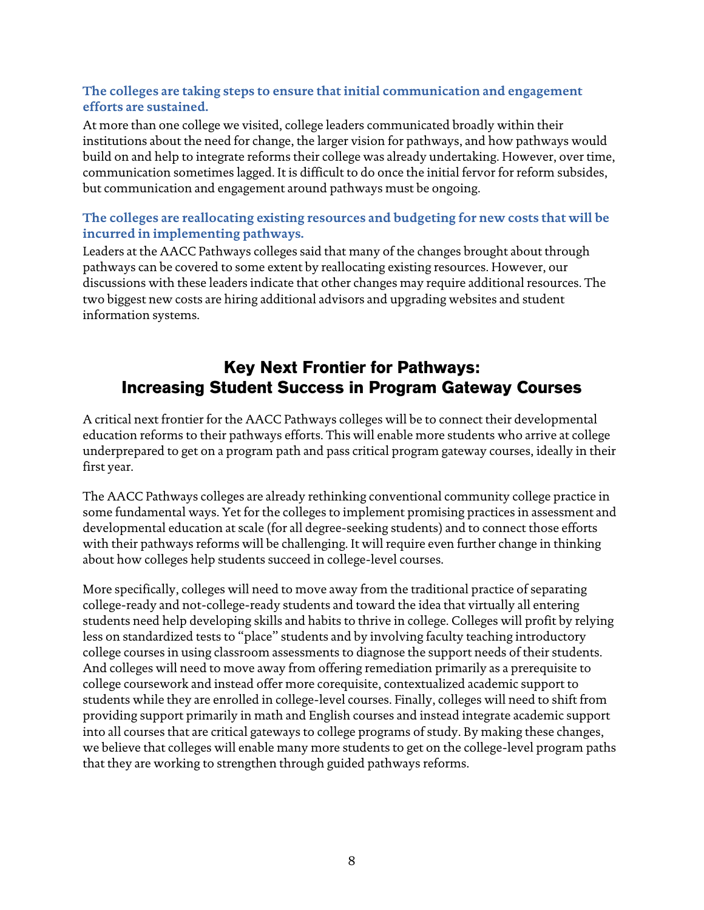**The colleges are taking steps to ensure that initial communication and engagement efforts are sustained.**

At more than one college we visited, college leaders communicated broadly within their institutions about the need for change, the larger vision for pathways, and how pathways would build on and help to integrate reforms their college was already undertaking. However, over time, communication sometimes lagged. It is difficult to do once the initial fervor for reform subsides, but communication and engagement around pathways must be ongoing.

**The colleges are reallocating existing resources and budgeting for new costs that will be incurred in implementing pathways.**

Leaders at the AACC Pathways colleges said that many of the changes brought about through pathways can be covered to some extent by reallocating existing resources. However, our discussions with these leaders indicate that other changes may require additional resources. The two biggest new costs are hiring additional advisors and upgrading websites and student information systems.

## Key Next Frontier for Pathways: Increasing Student Success in Program Gateway Courses

A critical next frontier for the AACC Pathways colleges will be to connect their developmental education reforms to their pathways efforts. This will enable more students who arrive at college underprepared to get on a program path and pass critical program gateway courses, ideally in their first year.

The AACC Pathways colleges are already rethinking conventional community college practice in some fundamental ways. Yet for the colleges to implement promising practices in assessment and developmental education at scale (for all degree-seeking students) and to connect those efforts with their pathways reforms will be challenging. It will require even further change in thinking about how colleges help students succeed in college-level courses.

More specifically, colleges will need to move away from the traditional practice of separating college-ready and not-college-ready students and toward the idea that virtually all entering students need help developing skills and habits to thrive in college. Colleges will profit by relying less on standardized tests to "place" students and by involving faculty teaching introductory college courses in using classroom assessments to diagnose the support needs of their students. And colleges will need to move away from offering remediation primarily as a prerequisite to college coursework and instead offer more corequisite, contextualized academic support to students while they are enrolled in college-level courses. Finally, colleges will need to shift from providing support primarily in math and English courses and instead integrate academic support into all courses that are critical gateways to college programs of study. By making these changes, we believe that colleges will enable many more students to get on the college-level program paths that they are working to strengthen through guided pathways reforms.